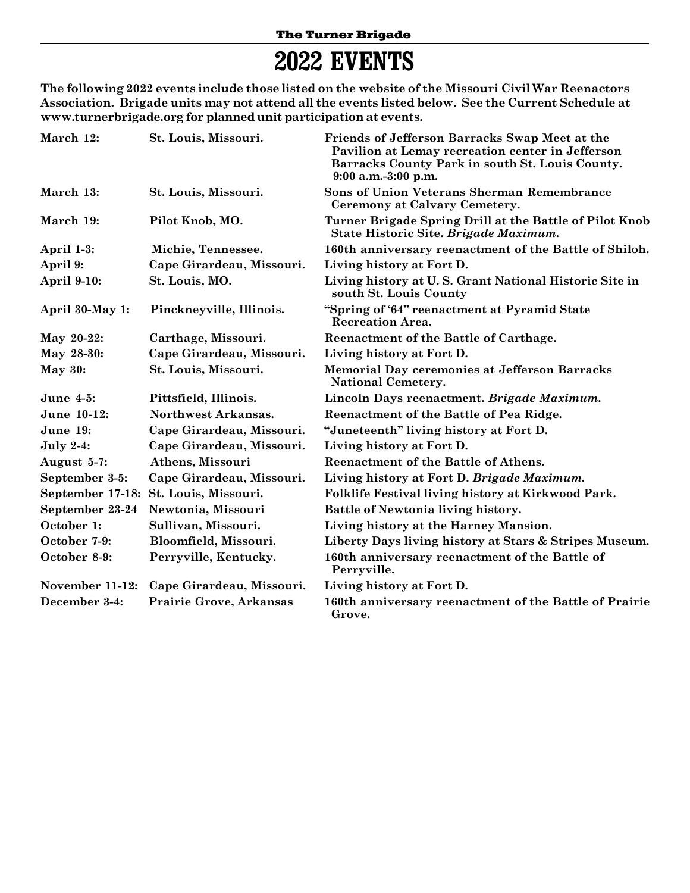# 2022 EVENTS

**The following 2022 events include those listed on the website of the Missouri Civil War Reenactors Association. Brigade units may not attend all the events listed below. See the Current Schedule at www.turnerbrigade.org for planned unit participation at events.**

| | | |
|---|---|---|
| **March 12:** | **St. Louis, Missouri.** | **Friends of Jefferson Barracks Swap Meet at the Pavilion at Lemay recreation center in Jefferson Barracks County Park in south St. Louis County. 9:00 a.m.-3:00 p.m.** |
| **March 13:** | **St. Louis, Missouri.** | **Sons of Union Veterans Sherman Remembrance Ceremony at Calvary Cemetery.** |
| **March 19:** | **Pilot Knob, MO.** | **Turner Brigade Spring Drill at the Battle of Pilot Knob State Historic Site. *Brigade Maximum.*** |
| **April 1-3:** | **Michie, Tennessee.** | **160th anniversary reenactment of the Battle of Shiloh.** |
| **April 9:** | **Cape Girardeau, Missouri.** | **Living history at Fort D.** |
| **April 9-10:** | **St. Louis, MO.** | **Living history at U. S. Grant National Historic Site in south St. Louis County** |
| **April 30-May 1:** | **Pinckneyville, Illinois.** | **"Spring of '64" reenactment at Pyramid State Recreation Area.** |
| **May 20-22:** | **Carthage, Missouri.** | **Reenactment of the Battle of Carthage.** |
| **May 28-30:** | **Cape Girardeau, Missouri.** | **Living history at Fort D.** |
| **May 30:** | **St. Louis, Missouri.** | **Memorial Day ceremonies at Jefferson Barracks National Cemetery.** |
| **June 4-5:** | **Pittsfield, Illinois.** | **Lincoln Days reenactment. *Brigade Maximum.*** |
| **June 10-12:** | **Northwest Arkansas.** | **Reenactment of the Battle of Pea Ridge.** |
| **June 19:** | **Cape Girardeau, Missouri.** | **"Juneteenth" living history at Fort D.** |
| **July 2-4:** | **Cape Girardeau, Missouri.** | **Living history at Fort D.** |
| **August 5-7:** | **Athens, Missouri** | **Reenactment of the Battle of Athens.** |
| **September 3-5:** | **Cape Girardeau, Missouri.** | **Living history at Fort D. *Brigade Maximum.*** |
| **September 17-18:** | **St. Louis, Missouri.** | **Folklife Festival living history at Kirkwood Park.** |
| **September 23-24** | **Newtonia, Missouri** | **Battle of Newtonia living history.** |
| **October 1:** | **Sullivan, Missouri.** | **Living history at the Harney Mansion.** |
| **October 7-9:** | **Bloomfield, Missouri.** | **Liberty Days living history at Stars & Stripes Museum.** |
| **October 8-9:** | **Perryville, Kentucky.** | **160th anniversary reenactment of the Battle of Perryville.** |
| **November 11-12:** | **Cape Girardeau, Missouri.** | **Living history at Fort D.** |
| **December 3-4:** | **Prairie Grove, Arkansas** | **160th anniversary reenactment of the Battle of Prairie Grove.** |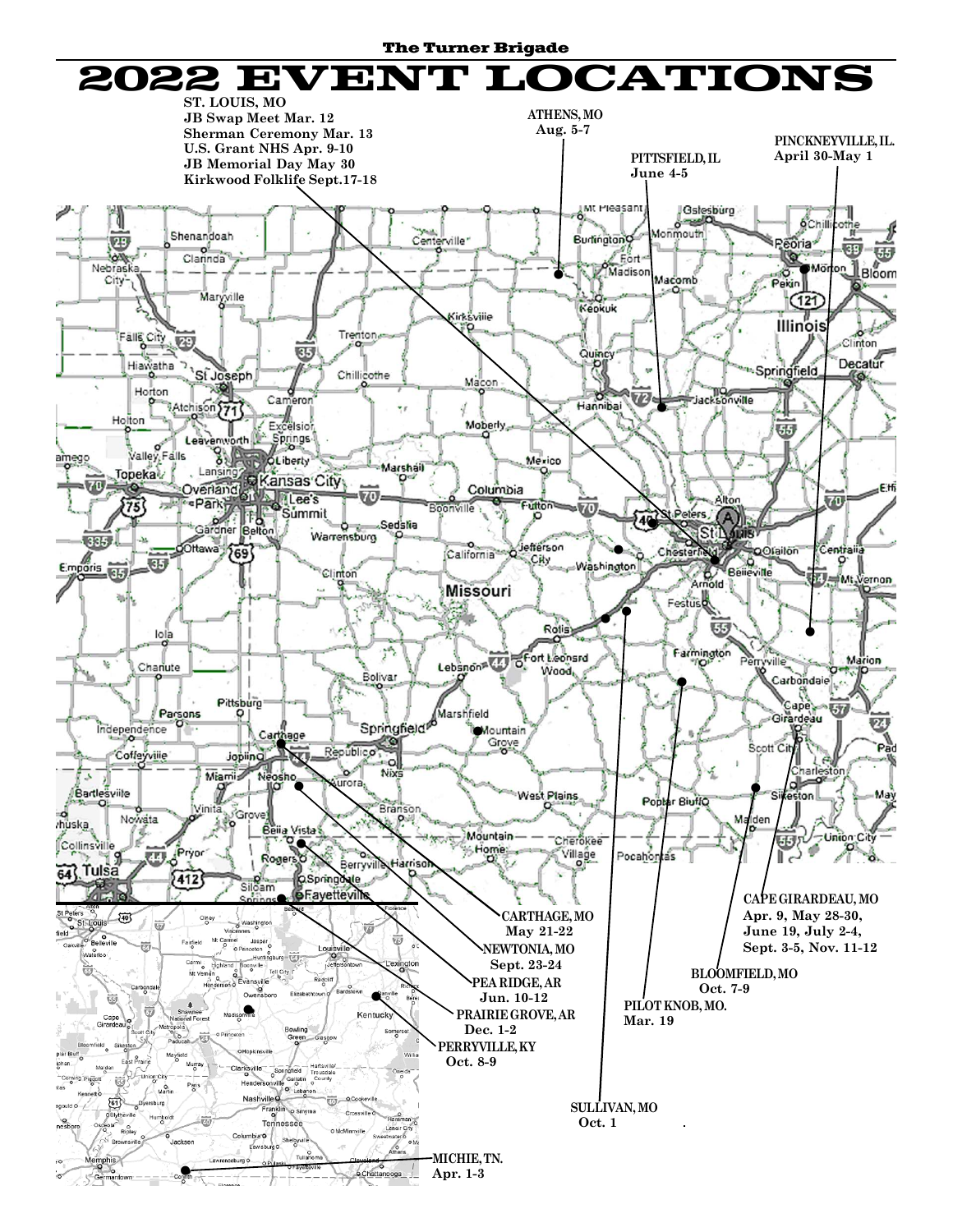# 2022 EVENT LOCATIONS

**ST. LOUIS, MO**
**JB Swap Meet Mar. 12**
**Sherman Ceremony Mar. 13**
**U.S. Grant NHS Apr. 9-10**
**JB Memorial Day May 30**
**Kirkwood Folklife Sept.17-18**

**ATHENS, MO**
**Aug. 5-7**

**PITTSFIELD, IL**
**June 4-5**

**PINCKNEYVILLE, IL.**
**April 30-May 1**

**CARTHAGE, MO**
**May 21-22**

**NEWTONIA, MO**
**Sept. 23-24**

**PEA RIDGE, AR**
**Jun. 10-12**

**PRAIRIE GROVE, AR**
**Dec. 1-2**

**PERRYVILLE, KY**
**Oct. 8-9**

**CAPE GIRARDEAU, MO**
**Apr. 9, May 28-30, June 19, July 2-4, Sept. 3-5, Nov. 11-12**

**BLOOMFIELD, MO**
**Oct. 7-9**

**PILOT KNOB, MO.**
**Mar. 19**

**SULLIVAN, MO**
**Oct. 1**

**MICHIE, TN.**
**Apr. 1-3**